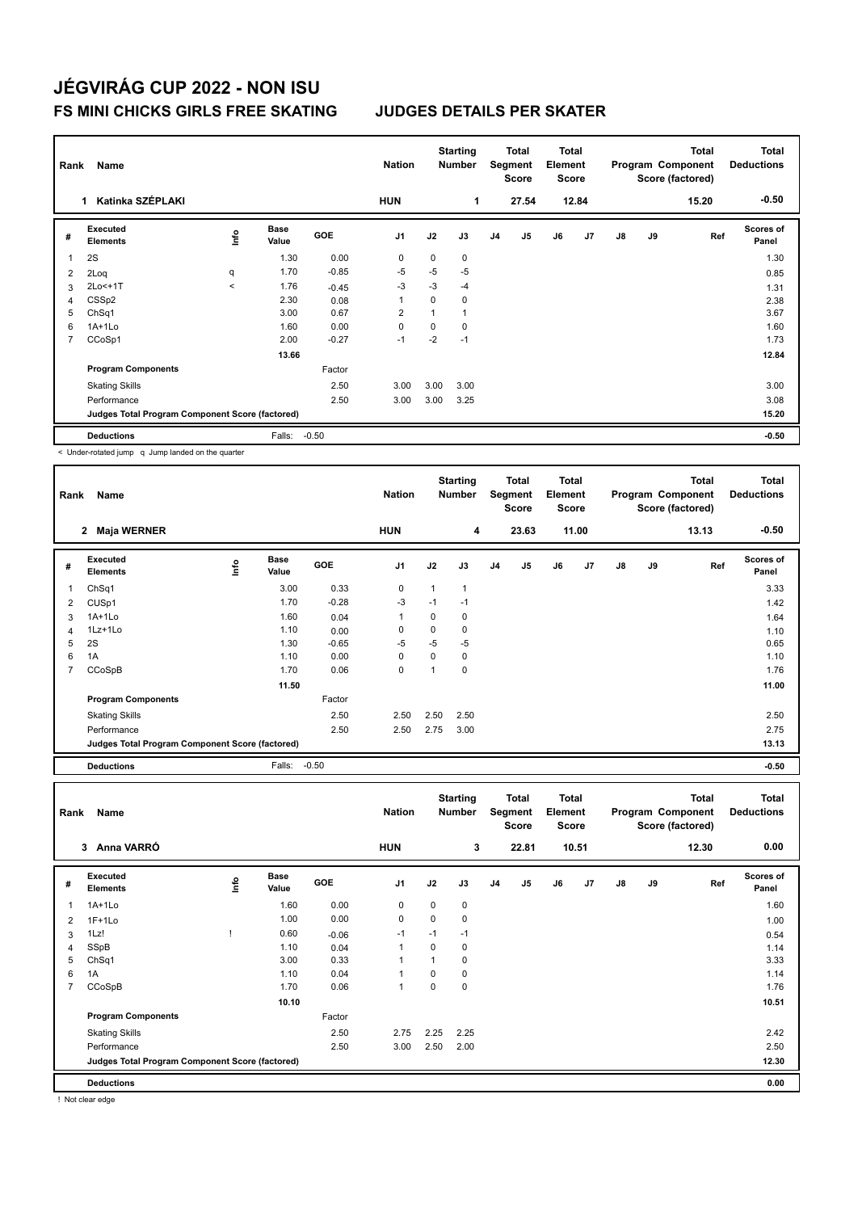# JÉGVIRÁG CUP 2022 - NON ISU

## FS MINI CHICKS GIRLS FREE SKATING JUDGES DETAILS PER SKATER

| Rank | Name | Nation | Starting Number | Total Segment Score | Total Element Score | Total Program Component Score (factored) | Total Deductions |
|---|---|---|---|---|---|---|---|
| 1 | Katinka SZÉPLAKI | HUN | 1 | 27.54 | 12.84 | 15.20 | -0.50 |

| # | Executed Elements | Info | Base Value | GOE | J1 | J2 | J3 | J4 | J5 | J6 | J7 | J8 | J9 | Ref | Scores of Panel |
|---|---|---|---|---|---|---|---|---|---|---|---|---|---|---|---|
| 1 | 2S | | 1.30 | 0.00 | 0 | 0 | 0 | | | | | | | | 1.30 |
| 2 | 2Loq | q | 1.70 | -0.85 | -5 | -5 | -5 | | | | | | | | 0.85 |
| 3 | 2Lo<+1T | < | 1.76 | -0.45 | -3 | -3 | -4 | | | | | | | | 1.31 |
| 4 | CSSp2 | | 2.30 | 0.08 | 1 | 0 | 0 | | | | | | | | 2.38 |
| 5 | ChSq1 | | 3.00 | 0.67 | 2 | 1 | 1 | | | | | | | | 3.67 |
| 6 | 1A+1Lo | | 1.60 | 0.00 | 0 | 0 | 0 | | | | | | | | 1.60 |
| 7 | CCoSp1 | | 2.00 | -0.27 | -1 | -2 | -1 | | | | | | | | 1.73 |
| | | | 13.66 | | | | | | | | | | | | 12.84 |
| | Program Components | | | Factor | | | | | | | | | | | |
| | Skating Skills | | | 2.50 | 3.00 | 3.00 | 3.00 | | | | | | | | 3.00 |
| | Performance | | | 2.50 | 3.00 | 3.00 | 3.25 | | | | | | | | 3.08 |
| | Judges Total Program Component Score (factored) | | | | | | | | | | | | | | 15.20 |
| | Deductions | | Falls: | -0.50 | | | | | | | | | | | -0.50 |

< Under-rotated jump q Jump landed on the quarter

| Rank | Name | Nation | Starting Number | Total Segment Score | Total Element Score | Total Program Component Score (factored) | Total Deductions |
|---|---|---|---|---|---|---|---|
| 2 | Maja WERNER | HUN | 4 | 23.63 | 11.00 | 13.13 | -0.50 |

| # | Executed Elements | Info | Base Value | GOE | J1 | J2 | J3 | J4 | J5 | J6 | J7 | J8 | J9 | Ref | Scores of Panel |
|---|---|---|---|---|---|---|---|---|---|---|---|---|---|---|---|
| 1 | ChSq1 | | 3.00 | 0.33 | 0 | 1 | 1 | | | | | | | | 3.33 |
| 2 | CUSp1 | | 1.70 | -0.28 | -3 | -1 | -1 | | | | | | | | 1.42 |
| 3 | 1A+1Lo | | 1.60 | 0.04 | 1 | 0 | 0 | | | | | | | | 1.64 |
| 4 | 1Lz+1Lo | | 1.10 | 0.00 | 0 | 0 | 0 | | | | | | | | 1.10 |
| 5 | 2S | | 1.30 | -0.65 | -5 | -5 | -5 | | | | | | | | 0.65 |
| 6 | 1A | | 1.10 | 0.00 | 0 | 0 | 0 | | | | | | | | 1.10 |
| 7 | CCoSpB | | 1.70 | 0.06 | 0 | 1 | 0 | | | | | | | | 1.76 |
| | | | 11.50 | | | | | | | | | | | | 11.00 |
| | Program Components | | | Factor | | | | | | | | | | | |
| | Skating Skills | | | 2.50 | 2.50 | 2.50 | 2.50 | | | | | | | | 2.50 |
| | Performance | | | 2.50 | 2.50 | 2.75 | 3.00 | | | | | | | | 2.75 |
| | Judges Total Program Component Score (factored) | | | | | | | | | | | | | | 13.13 |
| | Deductions | | Falls: | -0.50 | | | | | | | | | | | -0.50 |

| Rank | Name | Nation | Starting Number | Total Segment Score | Total Element Score | Total Program Component Score (factored) | Total Deductions |
|---|---|---|---|---|---|---|---|
| 3 | Anna VARRÓ | HUN | 3 | 22.81 | 10.51 | 12.30 | 0.00 |

| # | Executed Elements | Info | Base Value | GOE | J1 | J2 | J3 | J4 | J5 | J6 | J7 | J8 | J9 | Ref | Scores of Panel |
|---|---|---|---|---|---|---|---|---|---|---|---|---|---|---|---|
| 1 | 1A+1Lo | | 1.60 | 0.00 | 0 | 0 | 0 | | | | | | | | 1.60 |
| 2 | 1F+1Lo | | 1.00 | 0.00 | 0 | 0 | 0 | | | | | | | | 1.00 |
| 3 | 1Lz! | ! | 0.60 | -0.06 | -1 | -1 | -1 | | | | | | | | 0.54 |
| 4 | SSpB | | 1.10 | 0.04 | 1 | 0 | 0 | | | | | | | | 1.14 |
| 5 | ChSq1 | | 3.00 | 0.33 | 1 | 1 | 0 | | | | | | | | 3.33 |
| 6 | 1A | | 1.10 | 0.04 | 1 | 0 | 0 | | | | | | | | 1.14 |
| 7 | CCoSpB | | 1.70 | 0.06 | 1 | 0 | 0 | | | | | | | | 1.76 |
| | | | 10.10 | | | | | | | | | | | | 10.51 |
| | Program Components | | | Factor | | | | | | | | | | | |
| | Skating Skills | | | 2.50 | 2.75 | 2.25 | 2.25 | | | | | | | | 2.42 |
| | Performance | | | 2.50 | 3.00 | 2.50 | 2.00 | | | | | | | | 2.50 |
| | Judges Total Program Component Score (factored) | | | | | | | | | | | | | | 12.30 |
| | Deductions | | | | | | | | | | | | | | 0.00 |

! Not clear edge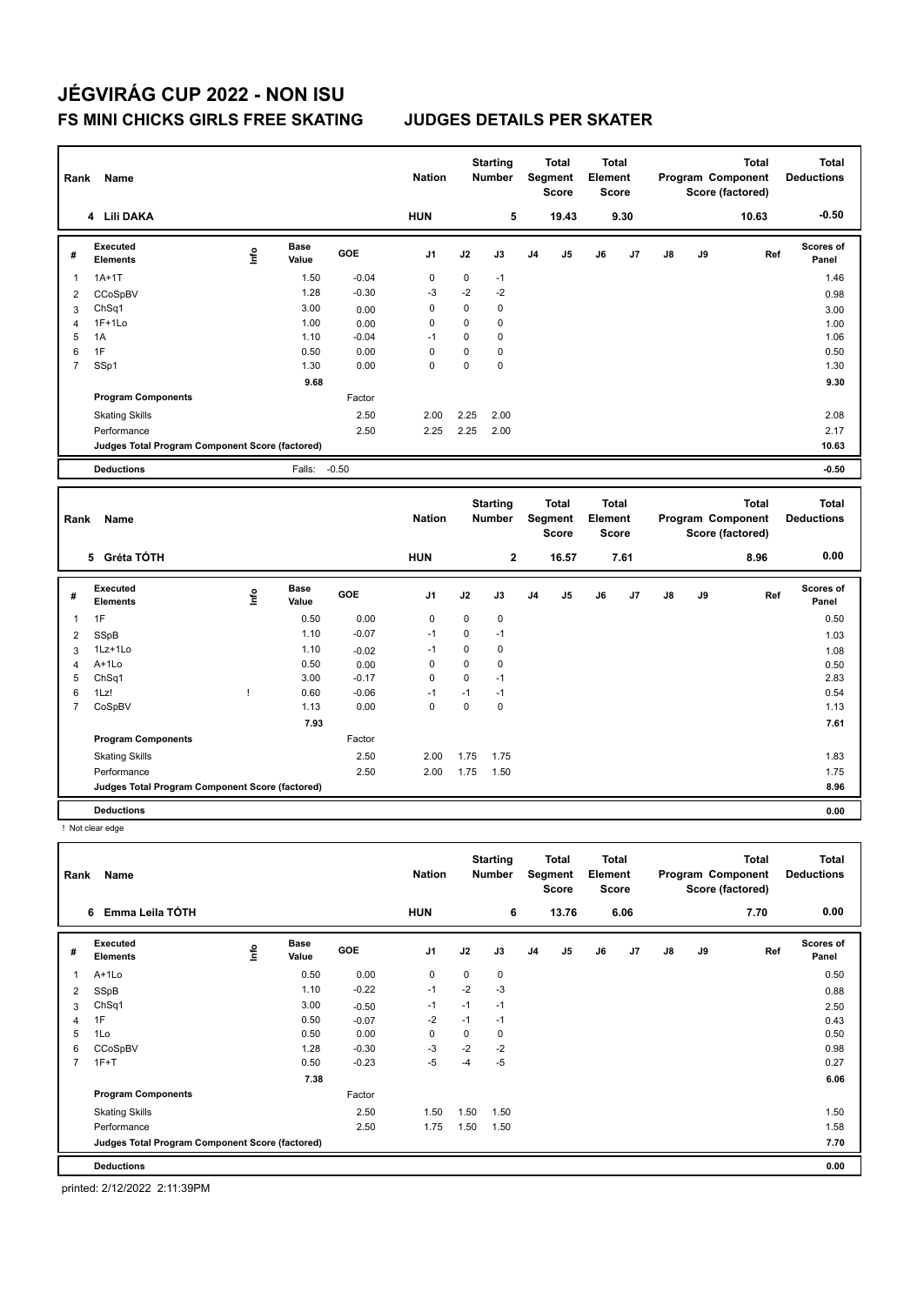# JÉGVIRÁG CUP 2022 - NON ISU

## FS MINI CHICKS GIRLS FREE SKATING JUDGES DETAILS PER SKATER

| Rank | Name | Nation | Starting Number | Total Segment Score | Total Element Score | Total Program Component Score (factored) | Total Deductions |
|---|---|---|---|---|---|---|---|
| 4 | Lili DAKA | HUN | 5 | 19.43 | 9.30 | 10.63 | -0.50 |

| # | Executed Elements | Info | Base Value | GOE | J1 | J2 | J3 | J4 | J5 | J6 | J7 | J8 | J9 | Ref | Scores of Panel |
|---|---|---|---|---|---|---|---|---|---|---|---|---|---|---|---|
| 1 | 1A+1T | | 1.50 | -0.04 | 0 | 0 | -1 | | | | | | | | 1.46 |
| 2 | CCoSpBV | | 1.28 | -0.30 | -3 | -2 | -2 | | | | | | | | 0.98 |
| 3 | ChSq1 | | 3.00 | 0.00 | 0 | 0 | 0 | | | | | | | | 3.00 |
| 4 | 1F+1Lo | | 1.00 | 0.00 | 0 | 0 | 0 | | | | | | | | 1.00 |
| 5 | 1A | | 1.10 | -0.04 | -1 | 0 | 0 | | | | | | | | 1.06 |
| 6 | 1F | | 0.50 | 0.00 | 0 | 0 | 0 | | | | | | | | 0.50 |
| 7 | SSp1 | | 1.30 | 0.00 | 0 | 0 | 0 | | | | | | | | 1.30 |
| | | | 9.68 | | | | | | | | | | | | 9.30 |
| | Program Components | | | Factor | | | | | | | | | | | |
| | Skating Skills | | | 2.50 | 2.00 | 2.25 | 2.00 | | | | | | | | 2.08 |
| | Performance | | | 2.50 | 2.25 | 2.25 | 2.00 | | | | | | | | 2.17 |
| | Judges Total Program Component Score (factored) | | | | | | | | | | | | | | 10.63 |
| | Deductions | | Falls: | -0.50 | | | | | | | | | | | -0.50 |

| Rank | Name | Nation | Starting Number | Total Segment Score | Total Element Score | Total Program Component Score (factored) | Total Deductions |
|---|---|---|---|---|---|---|---|
| 5 | Gréta TÓTH | HUN | 2 | 16.57 | 7.61 | 8.96 | 0.00 |

| # | Executed Elements | Info | Base Value | GOE | J1 | J2 | J3 | J4 | J5 | J6 | J7 | J8 | J9 | Ref | Scores of Panel |
|---|---|---|---|---|---|---|---|---|---|---|---|---|---|---|---|
| 1 | 1F | | 0.50 | 0.00 | 0 | 0 | 0 | | | | | | | | 0.50 |
| 2 | SSpB | | 1.10 | -0.07 | -1 | 0 | -1 | | | | | | | | 1.03 |
| 3 | 1Lz+1Lo | | 1.10 | -0.02 | -1 | 0 | 0 | | | | | | | | 1.08 |
| 4 | A+1Lo | | 0.50 | 0.00 | 0 | 0 | 0 | | | | | | | | 0.50 |
| 5 | ChSq1 | | 3.00 | -0.17 | 0 | 0 | -1 | | | | | | | | 2.83 |
| 6 | 1Lz! | ! | 0.60 | -0.06 | -1 | -1 | -1 | | | | | | | | 0.54 |
| 7 | CoSpBV | | 1.13 | 0.00 | 0 | 0 | 0 | | | | | | | | 1.13 |
| | | | 7.93 | | | | | | | | | | | | 7.61 |
| | Program Components | | | Factor | | | | | | | | | | | |
| | Skating Skills | | | 2.50 | 2.00 | 1.75 | 1.75 | | | | | | | | 1.83 |
| | Performance | | | 2.50 | 2.00 | 1.75 | 1.50 | | | | | | | | 1.75 |
| | Judges Total Program Component Score (factored) | | | | | | | | | | | | | | 8.96 |
| | Deductions | | | | | | | | | | | | | | 0.00 |

! Not clear edge

| Rank | Name | Nation | Starting Number | Total Segment Score | Total Element Score | Total Program Component Score (factored) | Total Deductions |
|---|---|---|---|---|---|---|---|
| 6 | Emma Leila TÓTH | HUN | 6 | 13.76 | 6.06 | 7.70 | 0.00 |

| # | Executed Elements | Info | Base Value | GOE | J1 | J2 | J3 | J4 | J5 | J6 | J7 | J8 | J9 | Ref | Scores of Panel |
|---|---|---|---|---|---|---|---|---|---|---|---|---|---|---|---|
| 1 | A+1Lo | | 0.50 | 0.00 | 0 | 0 | 0 | | | | | | | | 0.50 |
| 2 | SSpB | | 1.10 | -0.22 | -1 | -2 | -3 | | | | | | | | 0.88 |
| 3 | ChSq1 | | 3.00 | -0.50 | -1 | -1 | -1 | | | | | | | | 2.50 |
| 4 | 1F | | 0.50 | -0.07 | -2 | -1 | -1 | | | | | | | | 0.43 |
| 5 | 1Lo | | 0.50 | 0.00 | 0 | 0 | 0 | | | | | | | | 0.50 |
| 6 | CCoSpBV | | 1.28 | -0.30 | -3 | -2 | -2 | | | | | | | | 0.98 |
| 7 | 1F+T | | 0.50 | -0.23 | -5 | -4 | -5 | | | | | | | | 0.27 |
| | | | 7.38 | | | | | | | | | | | | 6.06 |
| | Program Components | | | Factor | | | | | | | | | | | |
| | Skating Skills | | | 2.50 | 1.50 | 1.50 | 1.50 | | | | | | | | 1.50 |
| | Performance | | | 2.50 | 1.75 | 1.50 | 1.50 | | | | | | | | 1.58 |
| | Judges Total Program Component Score (factored) | | | | | | | | | | | | | | 7.70 |
| | Deductions | | | | | | | | | | | | | | 0.00 |

printed: 2/12/2022 2:11:39PM